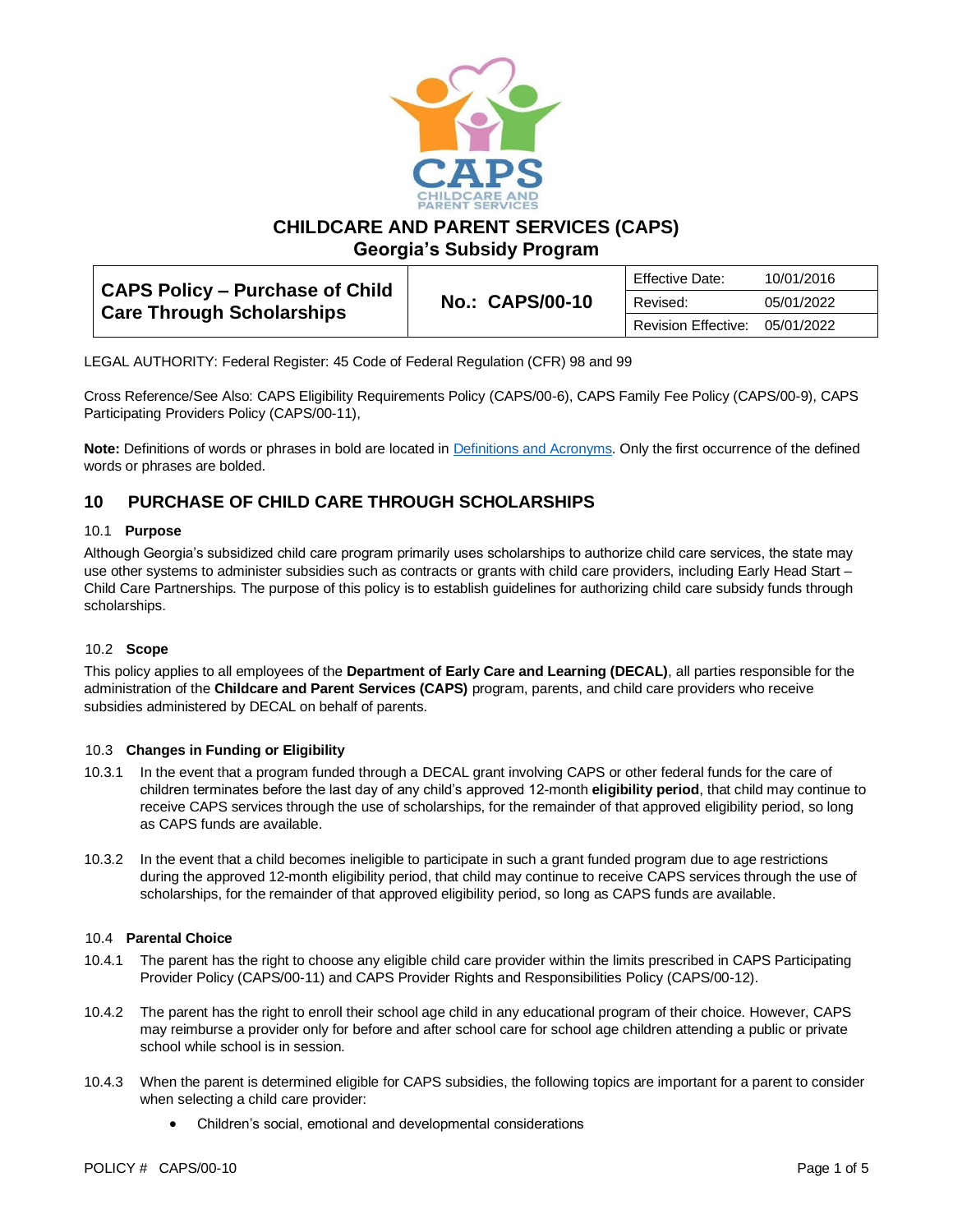# CHILDCARE AND PARENT SERVICES (CAPS)
## Georgia's Subsidy Program

| CAPS Policy – Purchase of Child Care Through Scholarships | No.: CAPS/00-10 | Effective Date: | 10/01/2016 |
|---|---|---|---|
| | | Revised: | 05/01/2022 |
| | | Revision Effective: | 05/01/2022 |

LEGAL AUTHORITY: Federal Register: 45 Code of Federal Regulation (CFR) 98 and 99

Cross Reference/See Also: CAPS Eligibility Requirements Policy (CAPS/00-6), CAPS Family Fee Policy (CAPS/00-9), CAPS Participating Providers Policy (CAPS/00-11),

**Note:** Definitions of words or phrases in bold are located in Definitions and Acronyms. Only the first occurrence of the defined words or phrases are bolded.

## 10 PURCHASE OF CHILD CARE THROUGH SCHOLARSHIPS

### 10.1 Purpose

Although Georgia's subsidized child care program primarily uses scholarships to authorize child care services, the state may use other systems to administer subsidies such as contracts or grants with child care providers, including Early Head Start – Child Care Partnerships. The purpose of this policy is to establish guidelines for authorizing child care subsidy funds through scholarships.

### 10.2 Scope

This policy applies to all employees of the **Department of Early Care and Learning (DECAL)**, all parties responsible for the administration of the **Childcare and Parent Services (CAPS)** program, parents, and child care providers who receive subsidies administered by DECAL on behalf of parents.

### 10.3 Changes in Funding or Eligibility

10.3.1 In the event that a program funded through a DECAL grant involving CAPS or other federal funds for the care of children terminates before the last day of any child's approved 12-month **eligibility period**, that child may continue to receive CAPS services through the use of scholarships, for the remainder of that approved eligibility period, so long as CAPS funds are available.

10.3.2 In the event that a child becomes ineligible to participate in such a grant funded program due to age restrictions during the approved 12-month eligibility period, that child may continue to receive CAPS services through the use of scholarships, for the remainder of that approved eligibility period, so long as CAPS funds are available.

### 10.4 Parental Choice

10.4.1 The parent has the right to choose any eligible child care provider within the limits prescribed in CAPS Participating Provider Policy (CAPS/00-11) and CAPS Provider Rights and Responsibilities Policy (CAPS/00-12).

10.4.2 The parent has the right to enroll their school age child in any educational program of their choice. However, CAPS may reimburse a provider only for before and after school care for school age children attending a public or private school while school is in session.

10.4.3 When the parent is determined eligible for CAPS subsidies, the following topics are important for a parent to consider when selecting a child care provider:

- Children's social, emotional and developmental considerations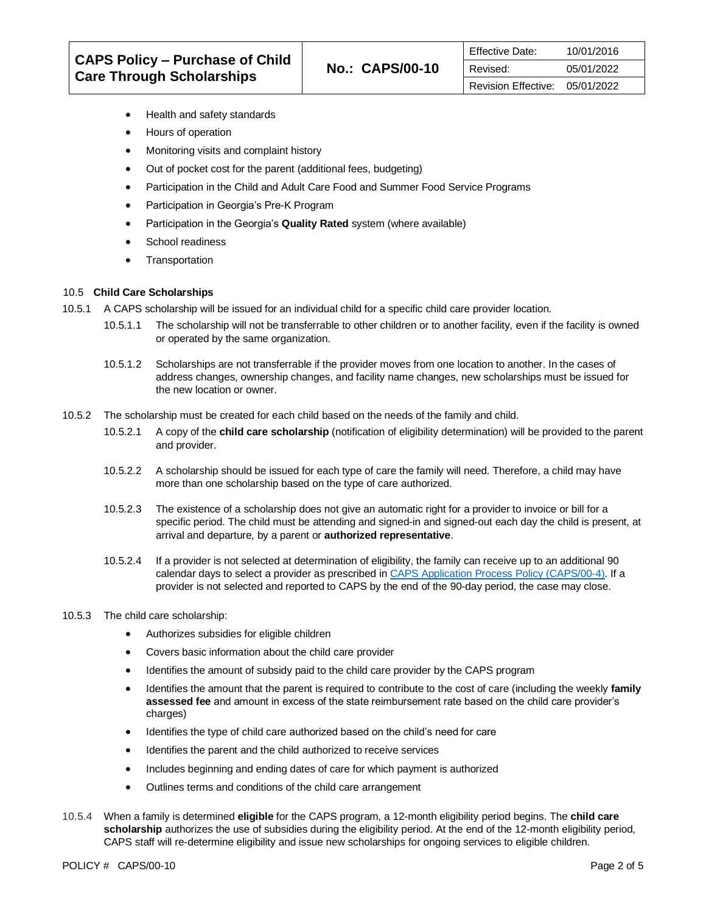- Health and safety standards
- Hours of operation
- Monitoring visits and complaint history
- Out of pocket cost for the parent (additional fees, budgeting)
- Participation in the Child and Adult Care Food and Summer Food Service Programs
- Participation in Georgia's Pre-K Program
- Participation in the Georgia's **Quality Rated** system (where available)
- School readiness
- Transportation

### 10.5 Child Care Scholarships

10.5.1 A CAPS scholarship will be issued for an individual child for a specific child care provider location.

10.5.1.1 The scholarship will not be transferrable to other children or to another facility, even if the facility is owned or operated by the same organization.

10.5.1.2 Scholarships are not transferrable if the provider moves from one location to another. In the cases of address changes, ownership changes, and facility name changes, new scholarships must be issued for the new location or owner.

10.5.2 The scholarship must be created for each child based on the needs of the family and child.

10.5.2.1 A copy of the **child care scholarship** (notification of eligibility determination) will be provided to the parent and provider.

10.5.2.2 A scholarship should be issued for each type of care the family will need. Therefore, a child may have more than one scholarship based on the type of care authorized.

10.5.2.3 The existence of a scholarship does not give an automatic right for a provider to invoice or bill for a specific period. The child must be attending and signed-in and signed-out each day the child is present, at arrival and departure, by a parent or **authorized representative**.

10.5.2.4 If a provider is not selected at determination of eligibility, the family can receive up to an additional 90 calendar days to select a provider as prescribed in [CAPS Application Process Policy (CAPS/00-4)](). If a provider is not selected and reported to CAPS by the end of the 90-day period, the case may close.

10.5.3 The child care scholarship:

- Authorizes subsidies for eligible children
- Covers basic information about the child care provider
- Identifies the amount of subsidy paid to the child care provider by the CAPS program
- Identifies the amount that the parent is required to contribute to the cost of care (including the weekly **family assessed fee** and amount in excess of the state reimbursement rate based on the child care provider's charges)
- Identifies the type of child care authorized based on the child's need for care
- Identifies the parent and the child authorized to receive services
- Includes beginning and ending dates of care for which payment is authorized
- Outlines terms and conditions of the child care arrangement

10.5.4 When a family is determined **eligible** for the CAPS program, a 12-month eligibility period begins. The **child care scholarship** authorizes the use of subsidies during the eligibility period. At the end of the 12-month eligibility period, CAPS staff will re-determine eligibility and issue new scholarships for ongoing services to eligible children.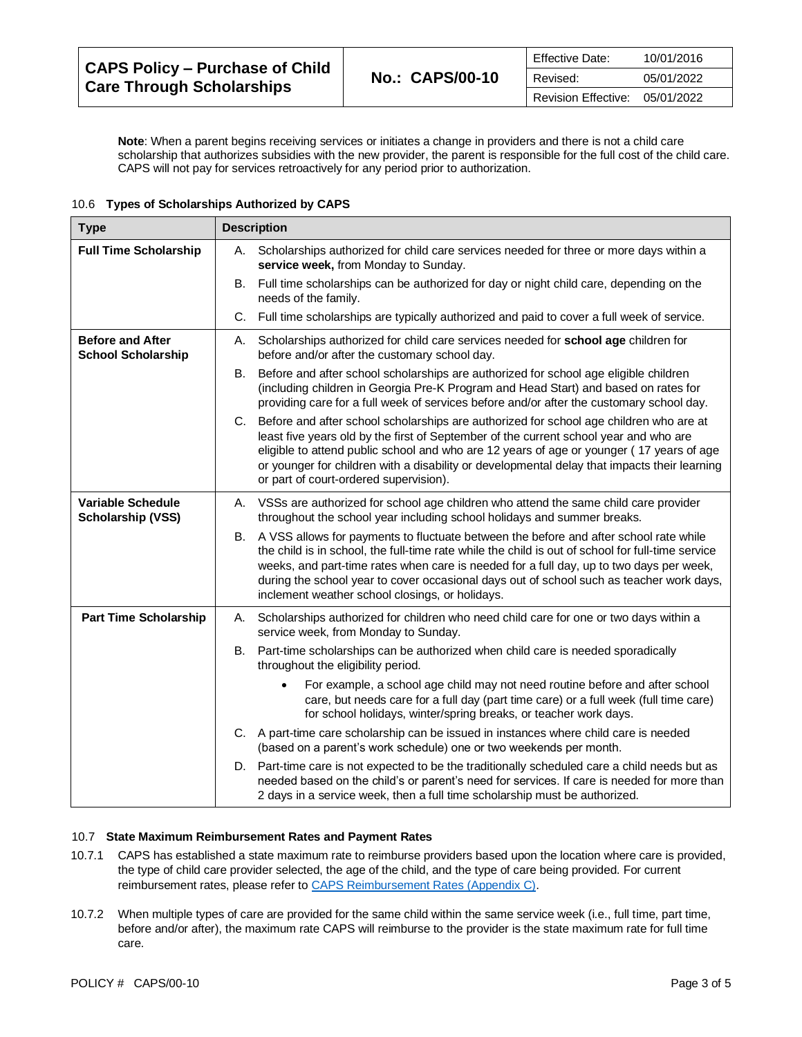**Note**: When a parent begins receiving services or initiates a change in providers and there is not a child care scholarship that authorizes subsidies with the new provider, the parent is responsible for the full cost of the child care. CAPS will not pay for services retroactively for any period prior to authorization.

### 10.6 Types of Scholarships Authorized by CAPS

| Type | Description |
|---|---|
| **Full Time Scholarship** | A. Scholarships authorized for child care services needed for three or more days within a **service week,** from Monday to Sunday.<br>B. Full time scholarships can be authorized for day or night child care, depending on the needs of the family.<br>C. Full time scholarships are typically authorized and paid to cover a full week of service. |
| **Before and After School Scholarship** | A. Scholarships authorized for child care services needed for **school age** children for before and/or after the customary school day.<br>B. Before and after school scholarships are authorized for school age eligible children (including children in Georgia Pre-K Program and Head Start) and based on rates for providing care for a full week of services before and/or after the customary school day.<br>C. Before and after school scholarships are authorized for school age children who are at least five years old by the first of September of the current school year and who are eligible to attend public school and who are 12 years of age or younger ( 17 years of age or younger for children with a disability or developmental delay that impacts their learning or part of court-ordered supervision). |
| **Variable Schedule Scholarship (VSS)** | A. VSSs are authorized for school age children who attend the same child care provider throughout the school year including school holidays and summer breaks.<br>B. A VSS allows for payments to fluctuate between the before and after school rate while the child is in school, the full-time rate while the child is out of school for full-time service weeks, and part-time rates when care is needed for a full day, up to two days per week, during the school year to cover occasional days out of school such as teacher work days, inclement weather school closings, or holidays. |
| **Part Time Scholarship** | A. Scholarships authorized for children who need child care for one or two days within a service week, from Monday to Sunday.<br>B. Part-time scholarships can be authorized when child care is needed sporadically throughout the eligibility period.<br>• For example, a school age child may not need routine before and after school care, but needs care for a full day (part time care) or a full week (full time care) for school holidays, winter/spring breaks, or teacher work days.<br>C. A part-time care scholarship can be issued in instances where child care is needed (based on a parent's work schedule) one or two weekends per month.<br>D. Part-time care is not expected to be the traditionally scheduled care a child needs but as needed based on the child's or parent's need for services. If care is needed for more than 2 days in a service week, then a full time scholarship must be authorized. |

### 10.7 State Maximum Reimbursement Rates and Payment Rates

10.7.1 CAPS has established a state maximum rate to reimburse providers based upon the location where care is provided, the type of child care provider selected, the age of the child, and the type of care being provided. For current reimbursement rates, please refer to [CAPS Reimbursement Rates (Appendix C)].

10.7.2 When multiple types of care are provided for the same child within the same service week (i.e., full time, part time, before and/or after), the maximum rate CAPS will reimburse to the provider is the state maximum rate for full time care.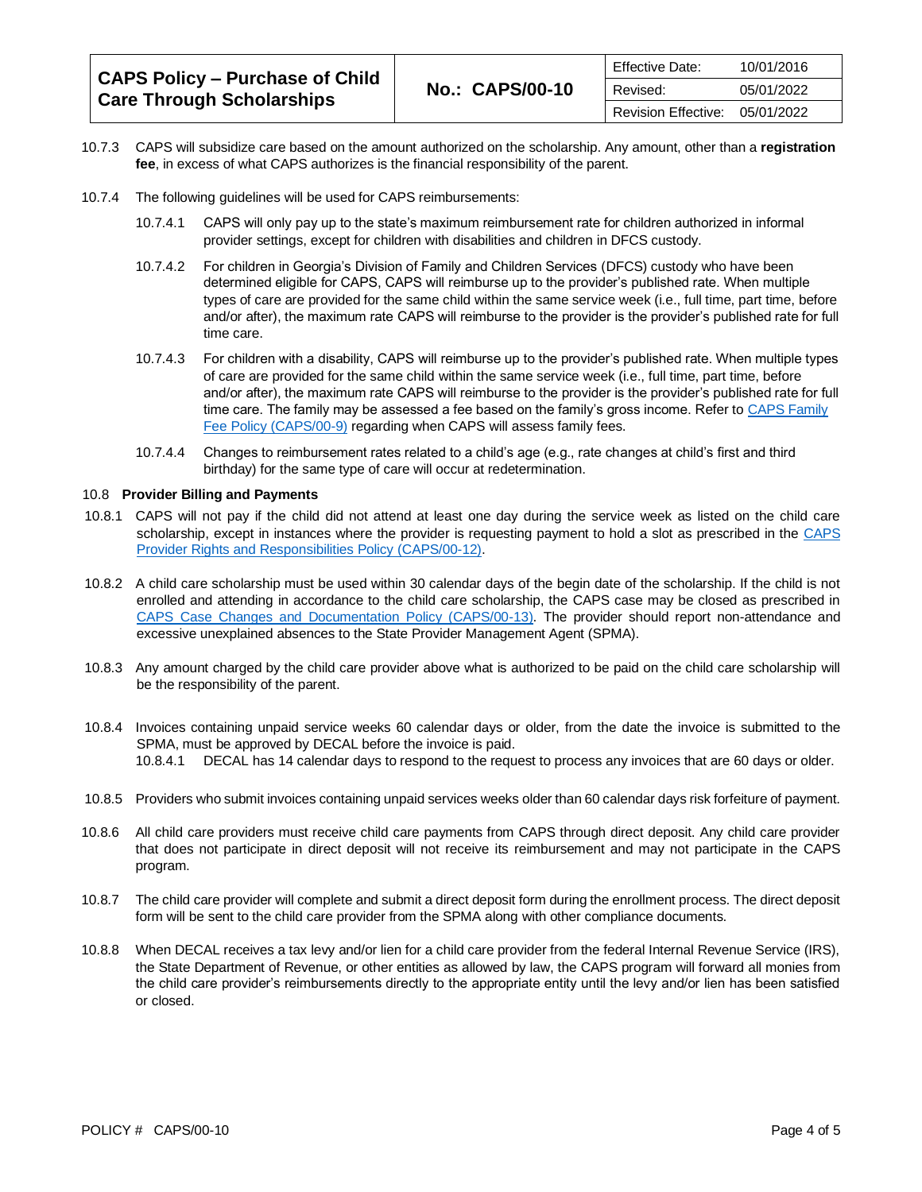10.7.3 CAPS will subsidize care based on the amount authorized on the scholarship. Any amount, other than a **registration fee**, in excess of what CAPS authorizes is the financial responsibility of the parent.

10.7.4 The following guidelines will be used for CAPS reimbursements:

10.7.4.1 CAPS will only pay up to the state's maximum reimbursement rate for children authorized in informal provider settings, except for children with disabilities and children in DFCS custody.

10.7.4.2 For children in Georgia's Division of Family and Children Services (DFCS) custody who have been determined eligible for CAPS, CAPS will reimburse up to the provider's published rate. When multiple types of care are provided for the same child within the same service week (i.e., full time, part time, before and/or after), the maximum rate CAPS will reimburse to the provider is the provider's published rate for full time care.

10.7.4.3 For children with a disability, CAPS will reimburse up to the provider's published rate. When multiple types of care are provided for the same child within the same service week (i.e., full time, part time, before and/or after), the maximum rate CAPS will reimburse to the provider is the provider's published rate for full time care. The family may be assessed a fee based on the family's gross income. Refer to CAPS Family Fee Policy (CAPS/00-9) regarding when CAPS will assess family fees.

10.7.4.4 Changes to reimbursement rates related to a child's age (e.g., rate changes at child's first and third birthday) for the same type of care will occur at redetermination.

### 10.8 Provider Billing and Payments

10.8.1 CAPS will not pay if the child did not attend at least one day during the service week as listed on the child care scholarship, except in instances where the provider is requesting payment to hold a slot as prescribed in the CAPS Provider Rights and Responsibilities Policy (CAPS/00-12).

10.8.2 A child care scholarship must be used within 30 calendar days of the begin date of the scholarship. If the child is not enrolled and attending in accordance to the child care scholarship, the CAPS case may be closed as prescribed in CAPS Case Changes and Documentation Policy (CAPS/00-13). The provider should report non-attendance and excessive unexplained absences to the State Provider Management Agent (SPMA).

10.8.3 Any amount charged by the child care provider above what is authorized to be paid on the child care scholarship will be the responsibility of the parent.

10.8.4 Invoices containing unpaid service weeks 60 calendar days or older, from the date the invoice is submitted to the SPMA, must be approved by DECAL before the invoice is paid.

10.8.4.1 DECAL has 14 calendar days to respond to the request to process any invoices that are 60 days or older.

10.8.5 Providers who submit invoices containing unpaid services weeks older than 60 calendar days risk forfeiture of payment.

10.8.6 All child care providers must receive child care payments from CAPS through direct deposit. Any child care provider that does not participate in direct deposit will not receive its reimbursement and may not participate in the CAPS program.

10.8.7 The child care provider will complete and submit a direct deposit form during the enrollment process. The direct deposit form will be sent to the child care provider from the SPMA along with other compliance documents.

10.8.8 When DECAL receives a tax levy and/or lien for a child care provider from the federal Internal Revenue Service (IRS), the State Department of Revenue, or other entities as allowed by law, the CAPS program will forward all monies from the child care provider's reimbursements directly to the appropriate entity until the levy and/or lien has been satisfied or closed.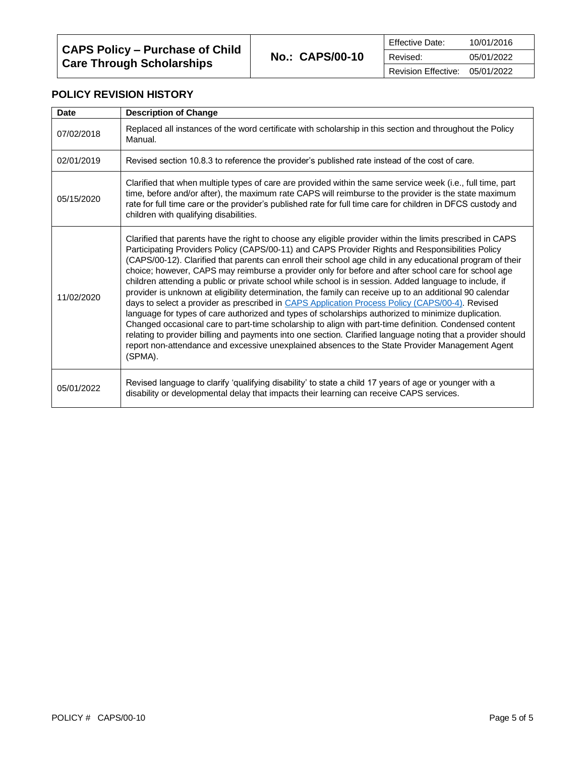| CAPS Policy – Purchase of Child Care Through Scholarships | No.: CAPS/00-10 | Effective Date: | 10/01/2016 |
| --- | --- | --- | --- |
| | | Revised: | 05/01/2022 |
| | | Revision Effective: | 05/01/2022 |

## POLICY REVISION HISTORY

| Date | Description of Change |
| --- | --- |
| 07/02/2018 | Replaced all instances of the word certificate with scholarship in this section and throughout the Policy Manual. |
| 02/01/2019 | Revised section 10.8.3 to reference the provider's published rate instead of the cost of care. |
| 05/15/2020 | Clarified that when multiple types of care are provided within the same service week (i.e., full time, part time, before and/or after), the maximum rate CAPS will reimburse to the provider is the state maximum rate for full time care or the provider's published rate for full time care for children in DFCS custody and children with qualifying disabilities. |
| 11/02/2020 | Clarified that parents have the right to choose any eligible provider within the limits prescribed in CAPS Participating Providers Policy (CAPS/00-11) and CAPS Provider Rights and Responsibilities Policy (CAPS/00-12). Clarified that parents can enroll their school age child in any educational program of their choice; however, CAPS may reimburse a provider only for before and after school care for school age children attending a public or private school while school is in session. Added language to include, if provider is unknown at eligibility determination, the family can receive up to an additional 90 calendar days to select a provider as prescribed in [CAPS Application Process Policy (CAPS/00-4)](). Revised language for types of care authorized and types of scholarships authorized to minimize duplication. Changed occasional care to part-time scholarship to align with part-time definition. Condensed content relating to provider billing and payments into one section. Clarified language noting that a provider should report non-attendance and excessive unexplained absences to the State Provider Management Agent (SPMA). |
| 05/01/2022 | Revised language to clarify 'qualifying disability' to state a child 17 years of age or younger with a disability or developmental delay that impacts their learning can receive CAPS services. |